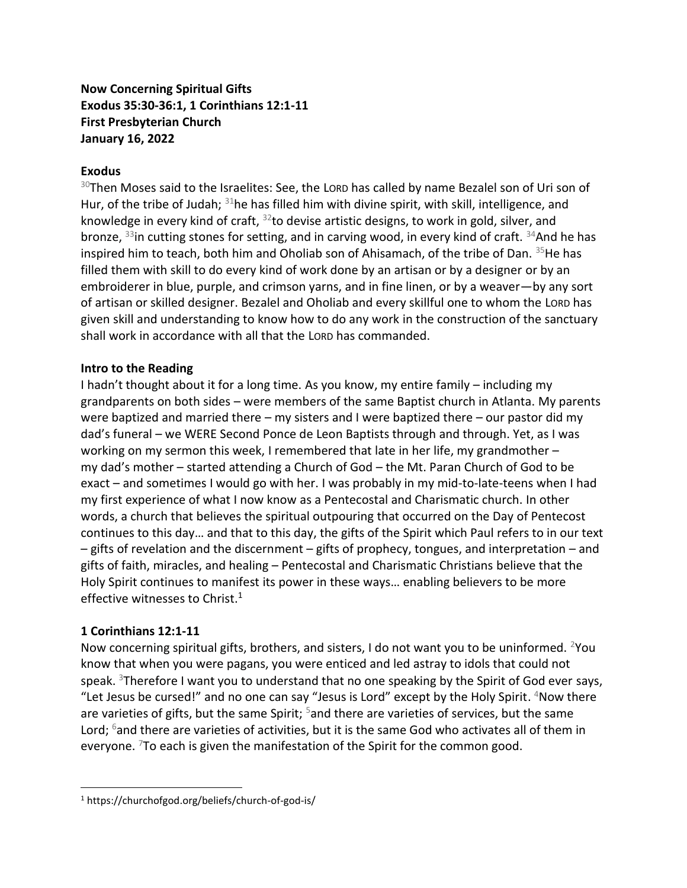**Now Concerning Spiritual Gifts**
**Exodus 35:30-36:1, 1 Corinthians 12:1-11**
**First Presbyterian Church**
**January 16, 2022**

**Exodus**

30Then Moses said to the Israelites: See, the LORD has called by name Bezalel son of Uri son of Hur, of the tribe of Judah; 31he has filled him with divine spirit, with skill, intelligence, and knowledge in every kind of craft, 32to devise artistic designs, to work in gold, silver, and bronze, 33in cutting stones for setting, and in carving wood, in every kind of craft. 34And he has inspired him to teach, both him and Oholiab son of Ahisamach, of the tribe of Dan. 35He has filled them with skill to do every kind of work done by an artisan or by a designer or by an embroiderer in blue, purple, and crimson yarns, and in fine linen, or by a weaver—by any sort of artisan or skilled designer. Bezalel and Oholiab and every skillful one to whom the LORD has given skill and understanding to know how to do any work in the construction of the sanctuary shall work in accordance with all that the LORD has commanded.

**Intro to the Reading**

I hadn't thought about it for a long time. As you know, my entire family – including my grandparents on both sides – were members of the same Baptist church in Atlanta. My parents were baptized and married there – my sisters and I were baptized there – our pastor did my dad's funeral – we WERE Second Ponce de Leon Baptists through and through. Yet, as I was working on my sermon this week, I remembered that late in her life, my grandmother – my dad's mother – started attending a Church of God – the Mt. Paran Church of God to be exact – and sometimes I would go with her. I was probably in my mid-to-late-teens when I had my first experience of what I now know as a Pentecostal and Charismatic church. In other words, a church that believes the spiritual outpouring that occurred on the Day of Pentecost continues to this day… and that to this day, the gifts of the Spirit which Paul refers to in our text – gifts of revelation and the discernment – gifts of prophecy, tongues, and interpretation – and gifts of faith, miracles, and healing – Pentecostal and Charismatic Christians believe that the Holy Spirit continues to manifest its power in these ways… enabling believers to be more effective witnesses to Christ.[1]

**1 Corinthians 12:1-11**

Now concerning spiritual gifts, brothers, and sisters, I do not want you to be uninformed. 2You know that when you were pagans, you were enticed and led astray to idols that could not speak. 3Therefore I want you to understand that no one speaking by the Spirit of God ever says, "Let Jesus be cursed!" and no one can say "Jesus is Lord" except by the Holy Spirit. 4Now there are varieties of gifts, but the same Spirit; 5and there are varieties of services, but the same Lord; 6and there are varieties of activities, but it is the same God who activates all of them in everyone. 7To each is given the manifestation of the Spirit for the common good.

---

[1] https://churchofgod.org/beliefs/church-of-god-is/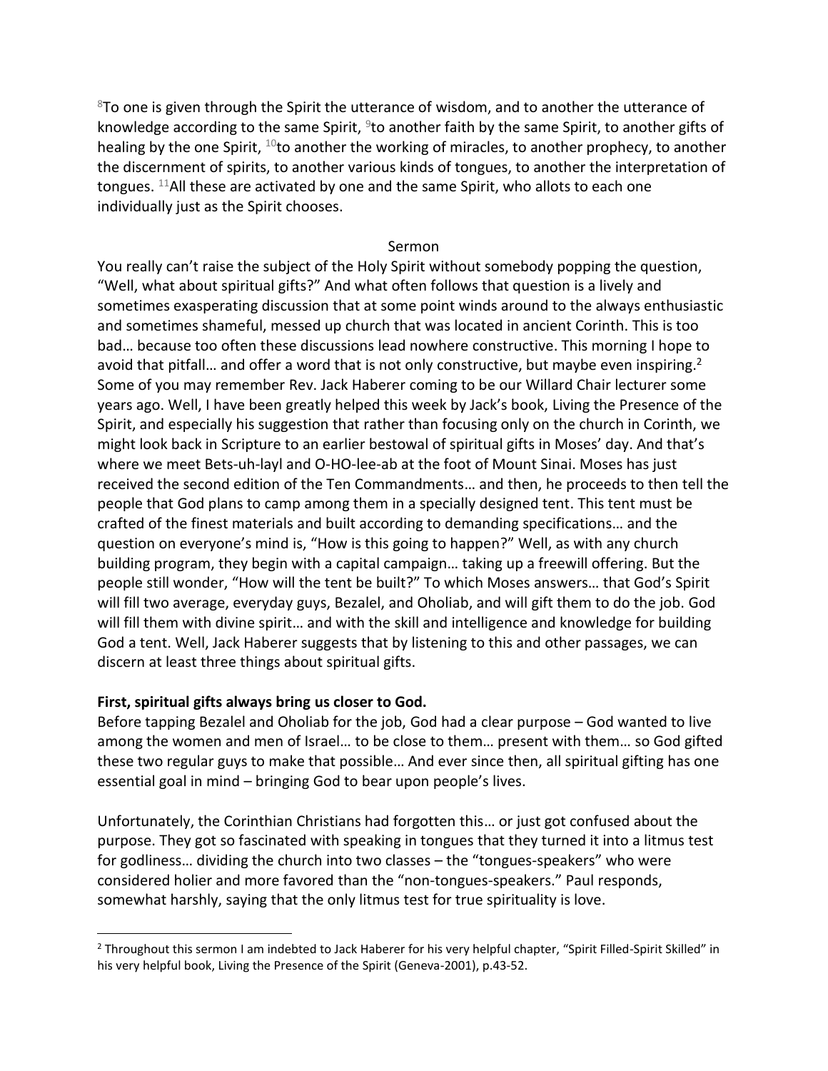[8]To one is given through the Spirit the utterance of wisdom, and to another the utterance of knowledge according to the same Spirit, [9]to another faith by the same Spirit, to another gifts of healing by the one Spirit, [10]to another the working of miracles, to another prophecy, to another the discernment of spirits, to another various kinds of tongues, to another the interpretation of tongues. [11]All these are activated by one and the same Spirit, who allots to each one individually just as the Spirit chooses.

Sermon

You really can't raise the subject of the Holy Spirit without somebody popping the question, "Well, what about spiritual gifts?" And what often follows that question is a lively and sometimes exasperating discussion that at some point winds around to the always enthusiastic and sometimes shameful, messed up church that was located in ancient Corinth. This is too bad… because too often these discussions lead nowhere constructive. This morning I hope to avoid that pitfall… and offer a word that is not only constructive, but maybe even inspiring.[2] Some of you may remember Rev. Jack Haberer coming to be our Willard Chair lecturer some years ago. Well, I have been greatly helped this week by Jack's book, Living the Presence of the Spirit, and especially his suggestion that rather than focusing only on the church in Corinth, we might look back in Scripture to an earlier bestowal of spiritual gifts in Moses' day. And that's where we meet Bets-uh-layl and O-HO-lee-ab at the foot of Mount Sinai. Moses has just received the second edition of the Ten Commandments… and then, he proceeds to then tell the people that God plans to camp among them in a specially designed tent. This tent must be crafted of the finest materials and built according to demanding specifications… and the question on everyone's mind is, "How is this going to happen?" Well, as with any church building program, they begin with a capital campaign… taking up a freewill offering. But the people still wonder, "How will the tent be built?" To which Moses answers… that God's Spirit will fill two average, everyday guys, Bezalel, and Oholiab, and will gift them to do the job. God will fill them with divine spirit… and with the skill and intelligence and knowledge for building God a tent. Well, Jack Haberer suggests that by listening to this and other passages, we can discern at least three things about spiritual gifts.

**First, spiritual gifts always bring us closer to God.**

Before tapping Bezalel and Oholiab for the job, God had a clear purpose – God wanted to live among the women and men of Israel… to be close to them… present with them… so God gifted these two regular guys to make that possible… And ever since then, all spiritual gifting has one essential goal in mind – bringing God to bear upon people's lives.

Unfortunately, the Corinthian Christians had forgotten this… or just got confused about the purpose. They got so fascinated with speaking in tongues that they turned it into a litmus test for godliness… dividing the church into two classes – the "tongues-speakers" who were considered holier and more favored than the "non-tongues-speakers." Paul responds, somewhat harshly, saying that the only litmus test for true spirituality is love.

[2] Throughout this sermon I am indebted to Jack Haberer for his very helpful chapter, "Spirit Filled-Spirit Skilled" in his very helpful book, Living the Presence of the Spirit (Geneva-2001), p.43-52.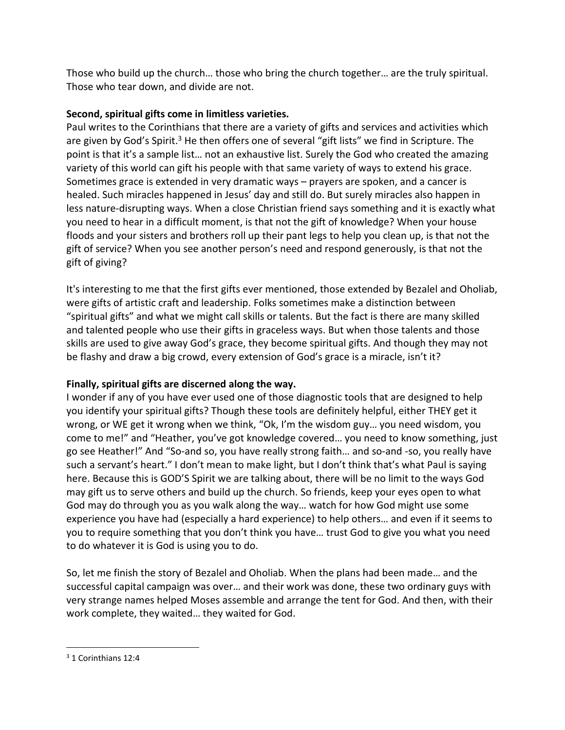Those who build up the church… those who bring the church together… are the truly spiritual. Those who tear down, and divide are not.

**Second, spiritual gifts come in limitless varieties.**
Paul writes to the Corinthians that there are a variety of gifts and services and activities which are given by God's Spirit.[3] He then offers one of several "gift lists" we find in Scripture. The point is that it's a sample list… not an exhaustive list. Surely the God who created the amazing variety of this world can gift his people with that same variety of ways to extend his grace. Sometimes grace is extended in very dramatic ways – prayers are spoken, and a cancer is healed. Such miracles happened in Jesus' day and still do. But surely miracles also happen in less nature-disrupting ways. When a close Christian friend says something and it is exactly what you need to hear in a difficult moment, is that not the gift of knowledge? When your house floods and your sisters and brothers roll up their pant legs to help you clean up, is that not the gift of service? When you see another person's need and respond generously, is that not the gift of giving?

It's interesting to me that the first gifts ever mentioned, those extended by Bezalel and Oholiab, were gifts of artistic craft and leadership. Folks sometimes make a distinction between "spiritual gifts" and what we might call skills or talents. But the fact is there are many skilled and talented people who use their gifts in graceless ways. But when those talents and those skills are used to give away God's grace, they become spiritual gifts. And though they may not be flashy and draw a big crowd, every extension of God's grace is a miracle, isn't it?

**Finally, spiritual gifts are discerned along the way.**
I wonder if any of you have ever used one of those diagnostic tools that are designed to help you identify your spiritual gifts? Though these tools are definitely helpful, either THEY get it wrong, or WE get it wrong when we think, "Ok, I'm the wisdom guy… you need wisdom, you come to me!" and "Heather, you've got knowledge covered… you need to know something, just go see Heather!" And "So-and so, you have really strong faith… and so-and -so, you really have such a servant's heart." I don't mean to make light, but I don't think that's what Paul is saying here. Because this is GOD'S Spirit we are talking about, there will be no limit to the ways God may gift us to serve others and build up the church. So friends, keep your eyes open to what God may do through you as you walk along the way… watch for how God might use some experience you have had (especially a hard experience) to help others… and even if it seems to you to require something that you don't think you have… trust God to give you what you need to do whatever it is God is using you to do.

So, let me finish the story of Bezalel and Oholiab. When the plans had been made… and the successful capital campaign was over… and their work was done, these two ordinary guys with very strange names helped Moses assemble and arrange the tent for God. And then, with their work complete, they waited… they waited for God.

---

[3] 1 Corinthians 12:4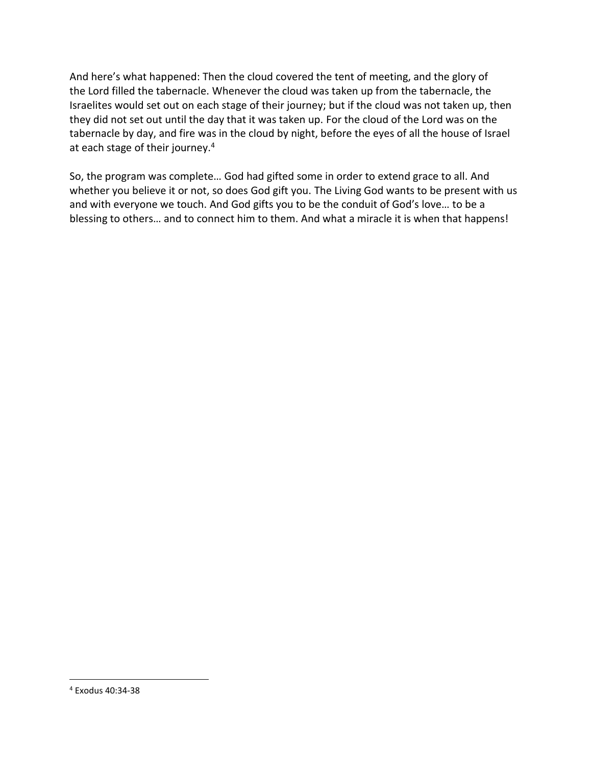And here's what happened: Then the cloud covered the tent of meeting, and the glory of the Lord filled the tabernacle. Whenever the cloud was taken up from the tabernacle, the Israelites would set out on each stage of their journey; but if the cloud was not taken up, then they did not set out until the day that it was taken up. For the cloud of the Lord was on the tabernacle by day, and fire was in the cloud by night, before the eyes of all the house of Israel at each stage of their journey.[4]

So, the program was complete… God had gifted some in order to extend grace to all. And whether you believe it or not, so does God gift you. The Living God wants to be present with us and with everyone we touch. And God gifts you to be the conduit of God's love… to be a blessing to others… and to connect him to them. And what a miracle it is when that happens!

---

[4] Exodus 40:34-38